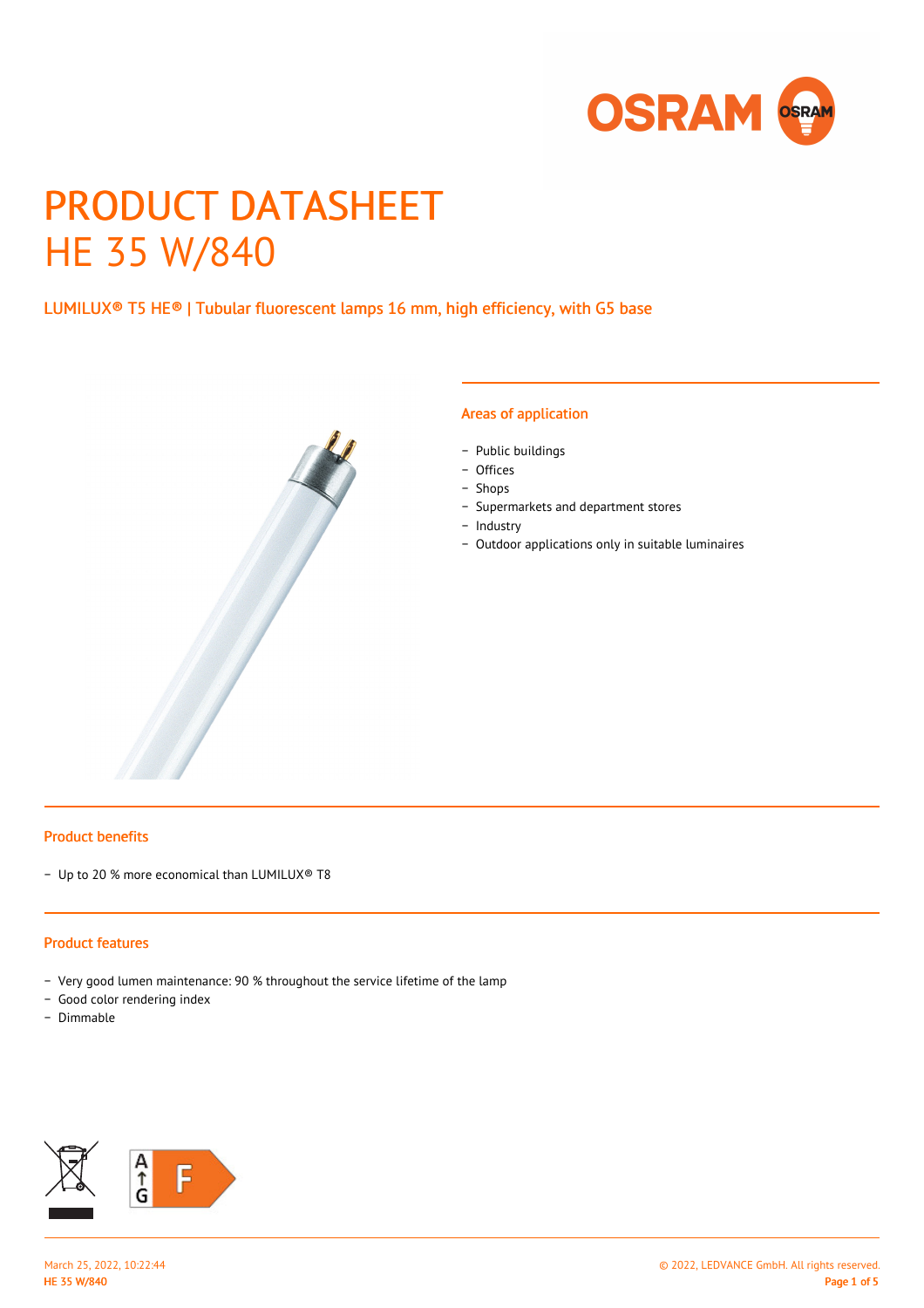# PRODUCT DATASHEET
# HE 35 W/840

LUMILUX® T5 HE® | Tubular fluorescent lamps 16 mm, high efficiency, with G5 base

## Areas of application

- Public buildings
- Offices
- Shops
- Supermarkets and department stores
- Industry
- Outdoor applications only in suitable luminaires

## Product benefits

- Up to 20 % more economical than LUMILUX® T8

## Product features

- Very good lumen maintenance: 90 % throughout the service lifetime of the lamp
- Good color rendering index
- Dimmable

A ↑ G F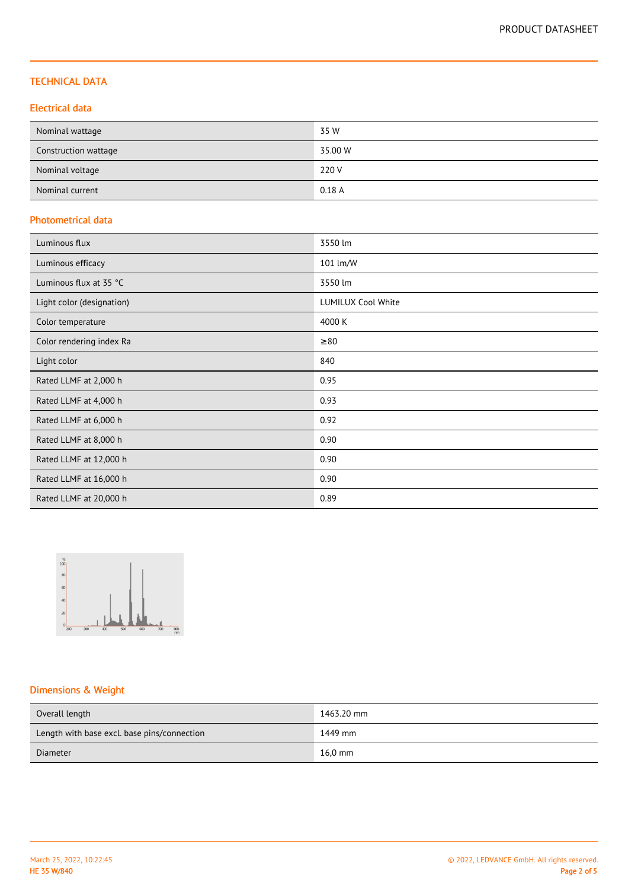## TECHNICAL DATA

### Electrical data

| | |
|---|---|
| Nominal wattage | 35 W |
| Construction wattage | 35.00 W |
| Nominal voltage | 220 V |
| Nominal current | 0.18 A |

### Photometrical data

| | |
|---|---|
| Luminous flux | 3550 lm |
| Luminous efficacy | 101 lm/W |
| Luminous flux at 35 °C | 3550 lm |
| Light color (designation) | LUMILUX Cool White |
| Color temperature | 4000 K |
| Color rendering index Ra | ≥80 |
| Light color | 840 |
| Rated LLMF at 2,000 h | 0.95 |
| Rated LLMF at 4,000 h | 0.93 |
| Rated LLMF at 6,000 h | 0.92 |
| Rated LLMF at 8,000 h | 0.90 |
| Rated LLMF at 12,000 h | 0.90 |
| Rated LLMF at 16,000 h | 0.90 |
| Rated LLMF at 20,000 h | 0.89 |

### Dimensions & Weight

| | |
|---|---|
| Overall length | 1463.20 mm |
| Length with base excl. base pins/connection | 1449 mm |
| Diameter | 16,0 mm |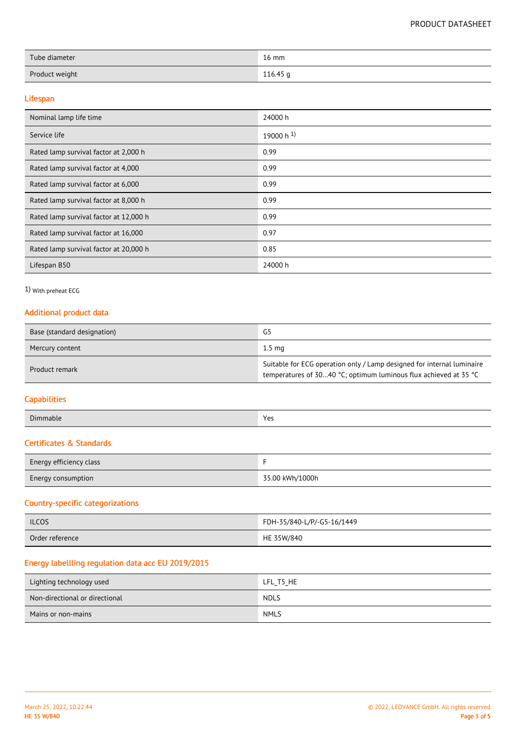| | |
|---|---|
| Tube diameter | 16 mm |
| Product weight | 116.45 g |

## Lifespan

| | |
|---|---|
| Nominal lamp life time | 24000 h |
| Service life | 19000 h [1)] |
| Rated lamp survival factor at 2,000 h | 0.99 |
| Rated lamp survival factor at 4,000 | 0.99 |
| Rated lamp survival factor at 6,000 | 0.99 |
| Rated lamp survival factor at 8,000 h | 0.99 |
| Rated lamp survival factor at 12,000 h | 0.99 |
| Rated lamp survival factor at 16,000 | 0.97 |
| Rated lamp survival factor at 20,000 h | 0.85 |
| Lifespan B50 | 24000 h |

1) With preheat ECG

## Additional product data

| | |
|---|---|
| Base (standard designation) | G5 |
| Mercury content | 1.5 mg |
| Product remark | Suitable for ECG operation only / Lamp designed for internal luminaire temperatures of 30…40 °C; optimum luminous flux achieved at 35 °C |

## Capabilities

| | |
|---|---|
| Dimmable | Yes |

## Certificates & Standards

| | |
|---|---|
| Energy efficiency class | F |
| Energy consumption | 35.00 kWh/1000h |

## Country-specific categorizations

| | |
|---|---|
| ILCOS | FDH-35/840-L/P/-G5-16/1449 |
| Order reference | HE 35W/840 |

## Energy labellling regulation data acc EU 2019/2015

| | |
|---|---|
| Lighting technology used | LFL_T5_HE |
| Non-directional or directional | NDLS |
| Mains or non-mains | NMLS |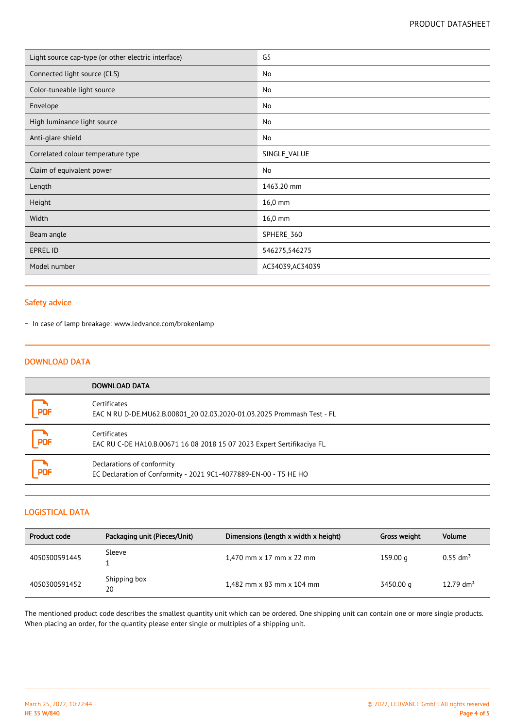| | |
|---|---|
| Light source cap-type (or other electric interface) | G5 |
| Connected light source (CLS) | No |
| Color-tuneable light source | No |
| Envelope | No |
| High luminance light source | No |
| Anti-glare shield | No |
| Correlated colour temperature type | SINGLE_VALUE |
| Claim of equivalent power | No |
| Length | 1463.20 mm |
| Height | 16,0 mm |
| Width | 16,0 mm |
| Beam angle | SPHERE_360 |
| EPREL ID | 546275,546275 |
| Model number | AC34039,AC34039 |

## Safety advice

– In case of lamp breakage: www.ledvance.com/brokenlamp

## DOWNLOAD DATA

| | DOWNLOAD DATA |
|---|---|
| PDF | Certificates<br>EAC N RU D-DE.MU62.B.00801_20 02.03.2020-01.03.2025 Prommash Test - FL |
| PDF | Certificates<br>EAC RU C-DE HA10.B.00671 16 08 2018 15 07 2023 Expert Sertifikaciya FL |
| PDF | Declarations of conformity<br>EC Declaration of Conformity - 2021 9C1-4077889-EN-00 - T5 HE HO |

## LOGISTICAL DATA

| Product code | Packaging unit (Pieces/Unit) | Dimensions (length x width x height) | Gross weight | Volume |
|---|---|---|---|---|
| 4050300591445 | Sleeve<br>1 | 1,470 mm x 17 mm x 22 mm | 159.00 g | 0.55 dm³ |
| 4050300591452 | Shipping box<br>20 | 1,482 mm x 83 mm x 104 mm | 3450.00 g | 12.79 dm³ |

The mentioned product code describes the smallest quantity unit which can be ordered. One shipping unit can contain one or more single products. When placing an order, for the quantity please enter single or multiples of a shipping unit.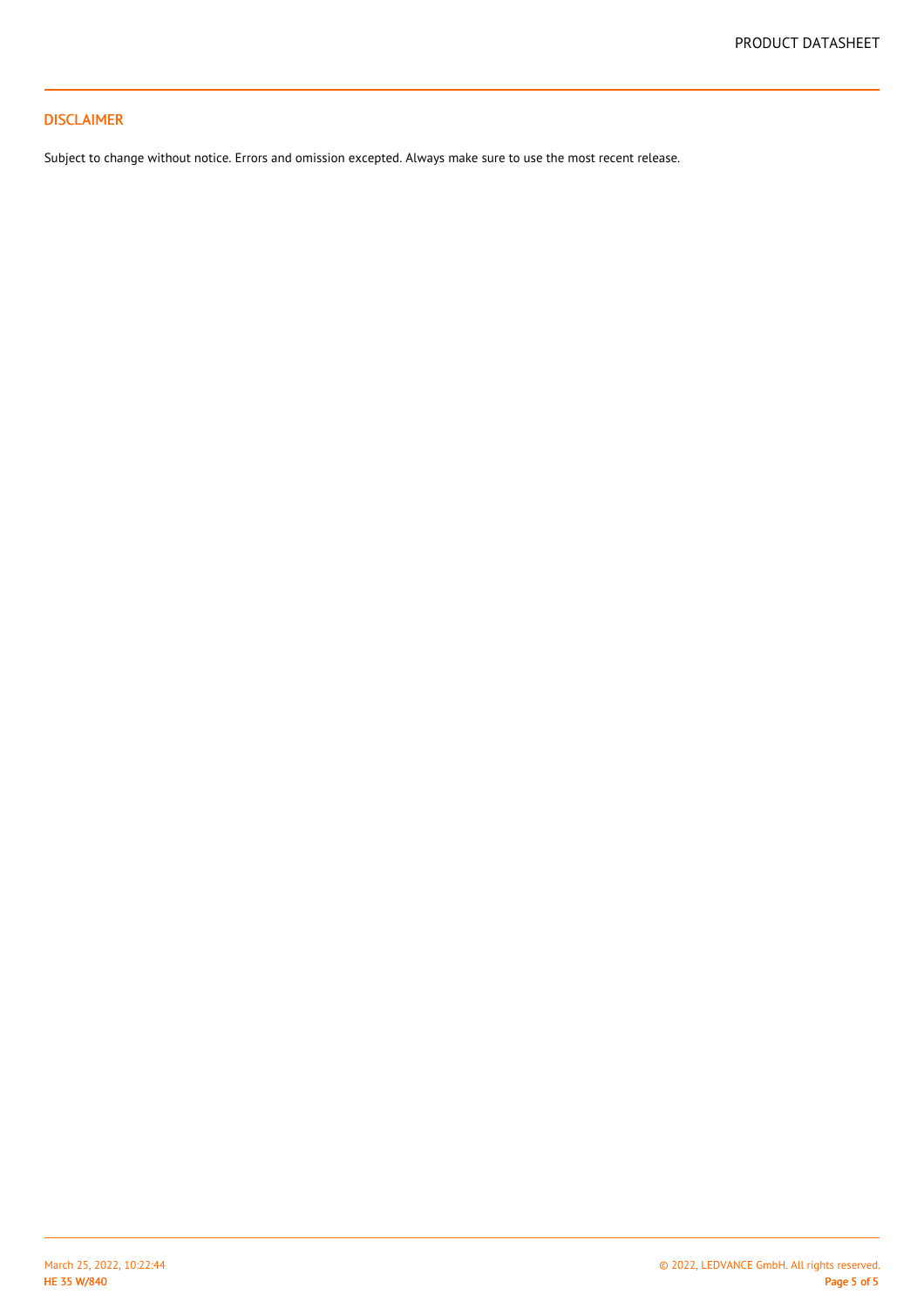## DISCLAIMER

Subject to change without notice. Errors and omission excepted. Always make sure to use the most recent release.